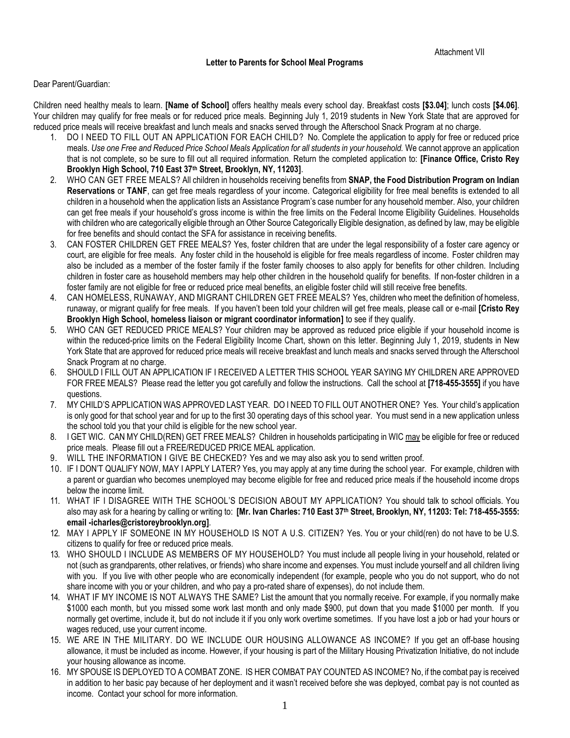Attachment VII

**Letter to Parents for School Meal Programs**

Dear Parent/Guardian:

Children need healthy meals to learn. **[Name of School]** offers healthy meals every school day. Breakfast costs **[$3.04]**; lunch costs **[$4.06]**. Your children may qualify for free meals or for reduced price meals. Beginning July 1, 2019 students in New York State that are approved for reduced price meals will receive breakfast and lunch meals and snacks served through the Afterschool Snack Program at no charge.

1. DO I NEED TO FILL OUT AN APPLICATION FOR EACH CHILD? No. Complete the application to apply for free or reduced price meals. *Use one Free and Reduced Price School Meals Application for all students in your household.* We cannot approve an application that is not complete, so be sure to fill out all required information. Return the completed application to: **[Finance Office, Cristo Rey Brooklyn High School, 710 East 37th Street, Brooklyn, NY, 11203]**.
2. WHO CAN GET FREE MEALS? All children in households receiving benefits from **SNAP, the Food Distribution Program on Indian Reservations** or **TANF**, can get free meals regardless of your income. Categorical eligibility for free meal benefits is extended to all children in a household when the application lists an Assistance Program's case number for any household member. Also, your children can get free meals if your household's gross income is within the free limits on the Federal Income Eligibility Guidelines. Households with children who are categorically eligible through an Other Source Categorically Eligible designation, as defined by law, may be eligible for free benefits and should contact the SFA for assistance in receiving benefits.
3. CAN FOSTER CHILDREN GET FREE MEALS? Yes, foster children that are under the legal responsibility of a foster care agency or court, are eligible for free meals. Any foster child in the household is eligible for free meals regardless of income. Foster children may also be included as a member of the foster family if the foster family chooses to also apply for benefits for other children. Including children in foster care as household members may help other children in the household qualify for benefits. If non-foster children in a foster family are not eligible for free or reduced price meal benefits, an eligible foster child will still receive free benefits.
4. CAN HOMELESS, RUNAWAY, AND MIGRANT CHILDREN GET FREE MEALS? Yes, children who meet the definition of homeless, runaway, or migrant qualify for free meals. If you haven't been told your children will get free meals, please call or e-mail **[Cristo Rey Brooklyn High School, homeless liaison or migrant coordinator information]** to see if they qualify.
5. WHO CAN GET REDUCED PRICE MEALS? Your children may be approved as reduced price eligible if your household income is within the reduced-price limits on the Federal Eligibility Income Chart, shown on this letter. Beginning July 1, 2019, students in New York State that are approved for reduced price meals will receive breakfast and lunch meals and snacks served through the Afterschool Snack Program at no charge.
6. SHOULD I FILL OUT AN APPLICATION IF I RECEIVED A LETTER THIS SCHOOL YEAR SAYING MY CHILDREN ARE APPROVED FOR FREE MEALS? Please read the letter you got carefully and follow the instructions. Call the school at **[718-455-3555]** if you have questions.
7. MY CHILD'S APPLICATION WAS APPROVED LAST YEAR. DO I NEED TO FILL OUT ANOTHER ONE? Yes. Your child's application is only good for that school year and for up to the first 30 operating days of this school year. You must send in a new application unless the school told you that your child is eligible for the new school year.
8. I GET WIC. CAN MY CHILD(REN) GET FREE MEALS? Children in households participating in WIC may be eligible for free or reduced price meals. Please fill out a FREE/REDUCED PRICE MEAL application.
9. WILL THE INFORMATION I GIVE BE CHECKED? Yes and we may also ask you to send written proof.
10. IF I DON'T QUALIFY NOW, MAY I APPLY LATER? Yes, you may apply at any time during the school year. For example, children with a parent or guardian who becomes unemployed may become eligible for free and reduced price meals if the household income drops below the income limit.
11. WHAT IF I DISAGREE WITH THE SCHOOL'S DECISION ABOUT MY APPLICATION? You should talk to school officials. You also may ask for a hearing by calling or writing to: **[Mr. Ivan Charles: 710 East 37th Street, Brooklyn, NY, 11203: Tel: 718-455-3555: email -icharles@cristoreybrooklyn.org]**.
12. MAY I APPLY IF SOMEONE IN MY HOUSEHOLD IS NOT A U.S. CITIZEN? Yes. You or your child(ren) do not have to be U.S. citizens to qualify for free or reduced price meals.
13. WHO SHOULD I INCLUDE AS MEMBERS OF MY HOUSEHOLD? You must include all people living in your household, related or not (such as grandparents, other relatives, or friends) who share income and expenses. You must include yourself and all children living with you. If you live with other people who are economically independent (for example, people who you do not support, who do not share income with you or your children, and who pay a pro-rated share of expenses), do not include them.
14. WHAT IF MY INCOME IS NOT ALWAYS THE SAME? List the amount that you normally receive. For example, if you normally make $1000 each month, but you missed some work last month and only made $900, put down that you made $1000 per month. If you normally get overtime, include it, but do not include it if you only work overtime sometimes. If you have lost a job or had your hours or wages reduced, use your current income.
15. WE ARE IN THE MILITARY. DO WE INCLUDE OUR HOUSING ALLOWANCE AS INCOME? If you get an off-base housing allowance, it must be included as income. However, if your housing is part of the Military Housing Privatization Initiative, do not include your housing allowance as income.
16. MY SPOUSE IS DEPLOYED TO A COMBAT ZONE. IS HER COMBAT PAY COUNTED AS INCOME? No, if the combat pay is received in addition to her basic pay because of her deployment and it wasn't received before she was deployed, combat pay is not counted as income. Contact your school for more information.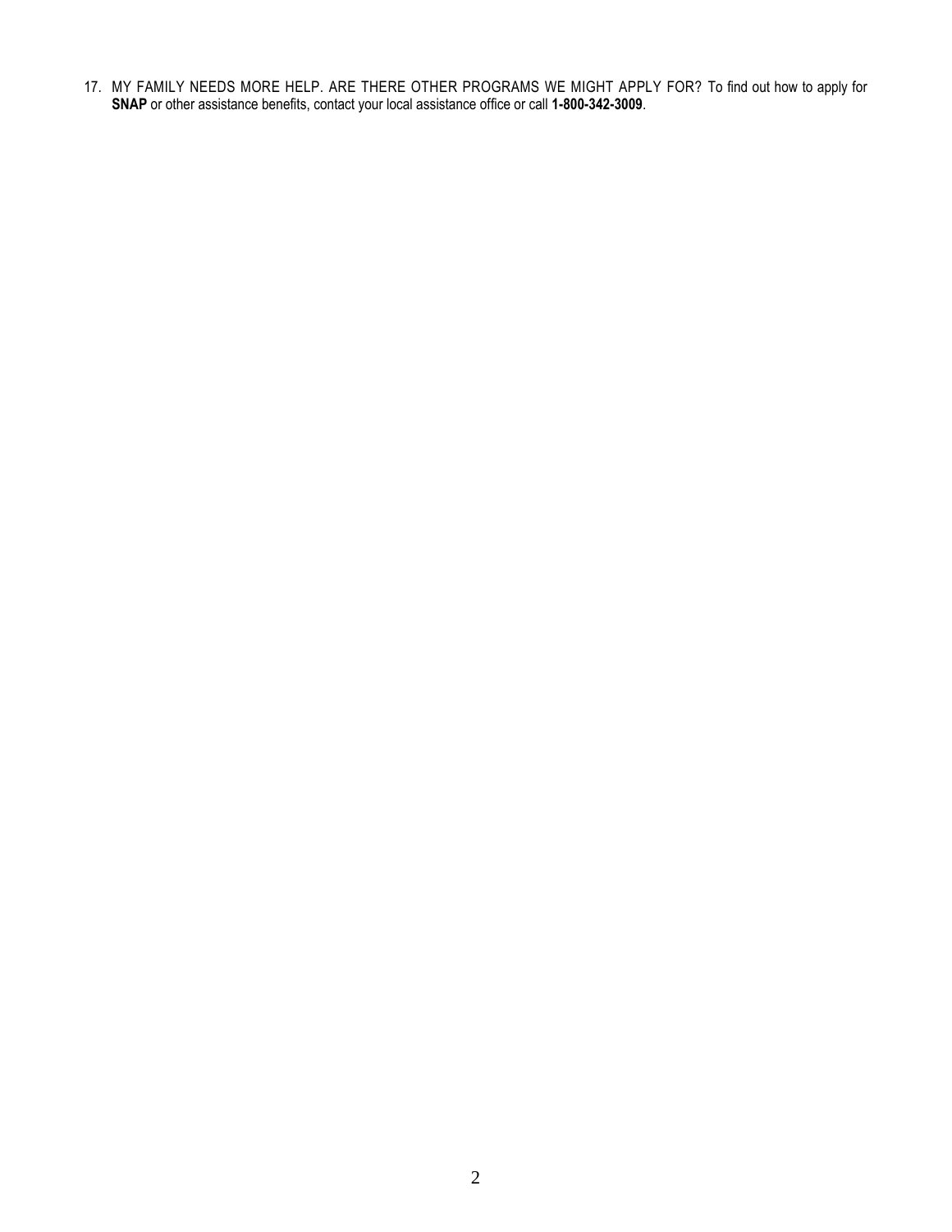17. MY FAMILY NEEDS MORE HELP. ARE THERE OTHER PROGRAMS WE MIGHT APPLY FOR? To find out how to apply for **SNAP** or other assistance benefits, contact your local assistance office or call **1-800-342-3009**.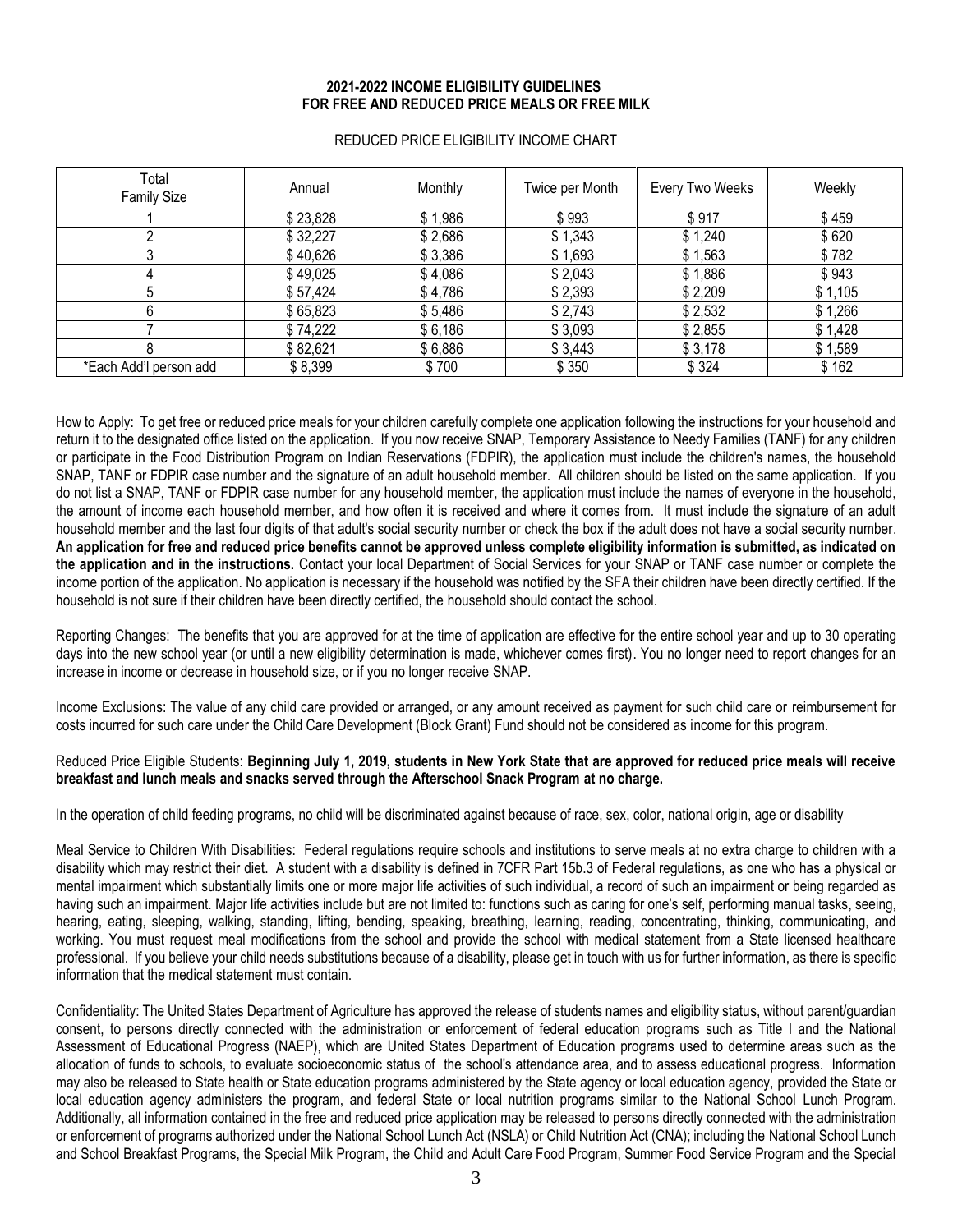## 2021-2022 INCOME ELIGIBILITY GUIDELINES FOR FREE AND REDUCED PRICE MEALS OR FREE MILK

REDUCED PRICE ELIGIBILITY INCOME CHART

| Total Family Size | Annual | Monthly | Twice per Month | Every Two Weeks | Weekly |
|---|---|---|---|---|---|
| 1 | $ 23,828 | $ 1,986 | $ 993 | $ 917 | $ 459 |
| 2 | $ 32,227 | $ 2,686 | $ 1,343 | $ 1,240 | $ 620 |
| 3 | $ 40,626 | $ 3,386 | $ 1,693 | $ 1,563 | $ 782 |
| 4 | $ 49,025 | $ 4,086 | $ 2,043 | $ 1,886 | $ 943 |
| 5 | $ 57,424 | $ 4,786 | $ 2,393 | $ 2,209 | $ 1,105 |
| 6 | $ 65,823 | $ 5,486 | $ 2,743 | $ 2,532 | $ 1,266 |
| 7 | $ 74,222 | $ 6,186 | $ 3,093 | $ 2,855 | $ 1,428 |
| 8 | $ 82,621 | $ 6,886 | $ 3,443 | $ 3,178 | $ 1,589 |
| *Each Add'l person add | $ 8,399 | $ 700 | $ 350 | $ 324 | $ 162 |

How to Apply: To get free or reduced price meals for your children carefully complete one application following the instructions for your household and return it to the designated office listed on the application. If you now receive SNAP, Temporary Assistance to Needy Families (TANF) for any children or participate in the Food Distribution Program on Indian Reservations (FDPIR), the application must include the children's names, the household SNAP, TANF or FDPIR case number and the signature of an adult household member. All children should be listed on the same application. If you do not list a SNAP, TANF or FDPIR case number for any household member, the application must include the names of everyone in the household, the amount of income each household member, and how often it is received and where it comes from. It must include the signature of an adult household member and the last four digits of that adult's social security number or check the box if the adult does not have a social security number. **An application for free and reduced price benefits cannot be approved unless complete eligibility information is submitted, as indicated on the application and in the instructions.** Contact your local Department of Social Services for your SNAP or TANF case number or complete the income portion of the application. No application is necessary if the household was notified by the SFA their children have been directly certified. If the household is not sure if their children have been directly certified, the household should contact the school.

Reporting Changes: The benefits that you are approved for at the time of application are effective for the entire school year and up to 30 operating days into the new school year (or until a new eligibility determination is made, whichever comes first). You no longer need to report changes for an increase in income or decrease in household size, or if you no longer receive SNAP.

Income Exclusions: The value of any child care provided or arranged, or any amount received as payment for such child care or reimbursement for costs incurred for such care under the Child Care Development (Block Grant) Fund should not be considered as income for this program.

Reduced Price Eligible Students: **Beginning July 1, 2019, students in New York State that are approved for reduced price meals will receive breakfast and lunch meals and snacks served through the Afterschool Snack Program at no charge.**

In the operation of child feeding programs, no child will be discriminated against because of race, sex, color, national origin, age or disability

Meal Service to Children With Disabilities: Federal regulations require schools and institutions to serve meals at no extra charge to children with a disability which may restrict their diet. A student with a disability is defined in 7CFR Part 15b.3 of Federal regulations, as one who has a physical or mental impairment which substantially limits one or more major life activities of such individual, a record of such an impairment or being regarded as having such an impairment. Major life activities include but are not limited to: functions such as caring for one's self, performing manual tasks, seeing, hearing, eating, sleeping, walking, standing, lifting, bending, speaking, breathing, learning, reading, concentrating, thinking, communicating, and working. You must request meal modifications from the school and provide the school with medical statement from a State licensed healthcare professional. If you believe your child needs substitutions because of a disability, please get in touch with us for further information, as there is specific information that the medical statement must contain.

Confidentiality: The United States Department of Agriculture has approved the release of students names and eligibility status, without parent/guardian consent, to persons directly connected with the administration or enforcement of federal education programs such as Title I and the National Assessment of Educational Progress (NAEP), which are United States Department of Education programs used to determine areas such as the allocation of funds to schools, to evaluate socioeconomic status of the school's attendance area, and to assess educational progress. Information may also be released to State health or State education programs administered by the State agency or local education agency, provided the State or local education agency administers the program, and federal State or local nutrition programs similar to the National School Lunch Program. Additionally, all information contained in the free and reduced price application may be released to persons directly connected with the administration or enforcement of programs authorized under the National School Lunch Act (NSLA) or Child Nutrition Act (CNA); including the National School Lunch and School Breakfast Programs, the Special Milk Program, the Child and Adult Care Food Program, Summer Food Service Program and the Special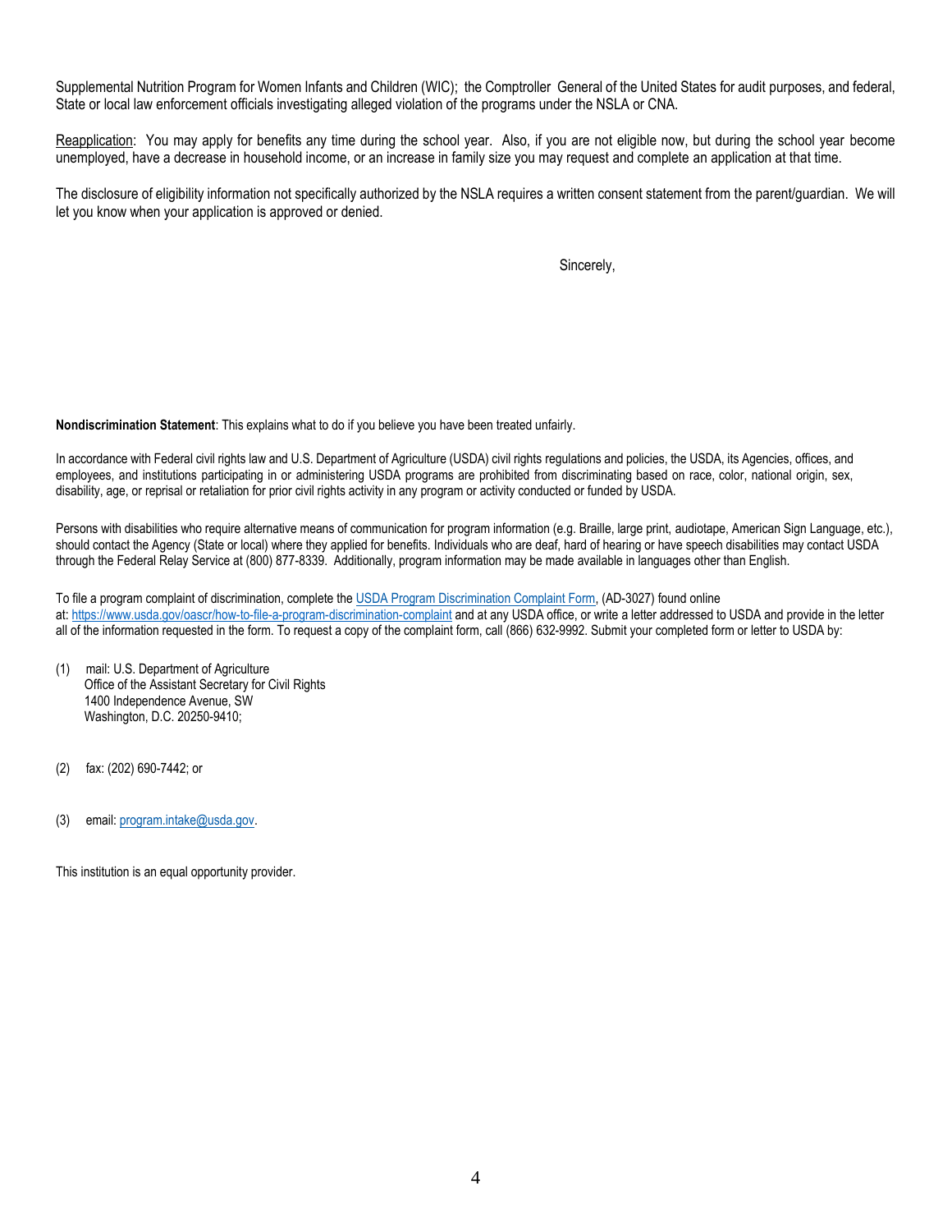Supplemental Nutrition Program for Women Infants and Children (WIC); the Comptroller General of the United States for audit purposes, and federal, State or local law enforcement officials investigating alleged violation of the programs under the NSLA or CNA.

Reapplication: You may apply for benefits any time during the school year. Also, if you are not eligible now, but during the school year become unemployed, have a decrease in household income, or an increase in family size you may request and complete an application at that time.

The disclosure of eligibility information not specifically authorized by the NSLA requires a written consent statement from the parent/guardian. We will let you know when your application is approved or denied.

Sincerely,

**Nondiscrimination Statement**: This explains what to do if you believe you have been treated unfairly.

In accordance with Federal civil rights law and U.S. Department of Agriculture (USDA) civil rights regulations and policies, the USDA, its Agencies, offices, and employees, and institutions participating in or administering USDA programs are prohibited from discriminating based on race, color, national origin, sex, disability, age, or reprisal or retaliation for prior civil rights activity in any program or activity conducted or funded by USDA.

Persons with disabilities who require alternative means of communication for program information (e.g. Braille, large print, audiotape, American Sign Language, etc.), should contact the Agency (State or local) where they applied for benefits. Individuals who are deaf, hard of hearing or have speech disabilities may contact USDA through the Federal Relay Service at (800) 877-8339. Additionally, program information may be made available in languages other than English.

To file a program complaint of discrimination, complete the USDA Program Discrimination Complaint Form, (AD-3027) found online at: https://www.usda.gov/oascr/how-to-file-a-program-discrimination-complaint and at any USDA office, or write a letter addressed to USDA and provide in the letter all of the information requested in the form. To request a copy of the complaint form, call (866) 632-9992. Submit your completed form or letter to USDA by:

(1) mail: U.S. Department of Agriculture
Office of the Assistant Secretary for Civil Rights
1400 Independence Avenue, SW
Washington, D.C. 20250-9410;

(2) fax: (202) 690-7442; or

(3) email: program.intake@usda.gov.

This institution is an equal opportunity provider.